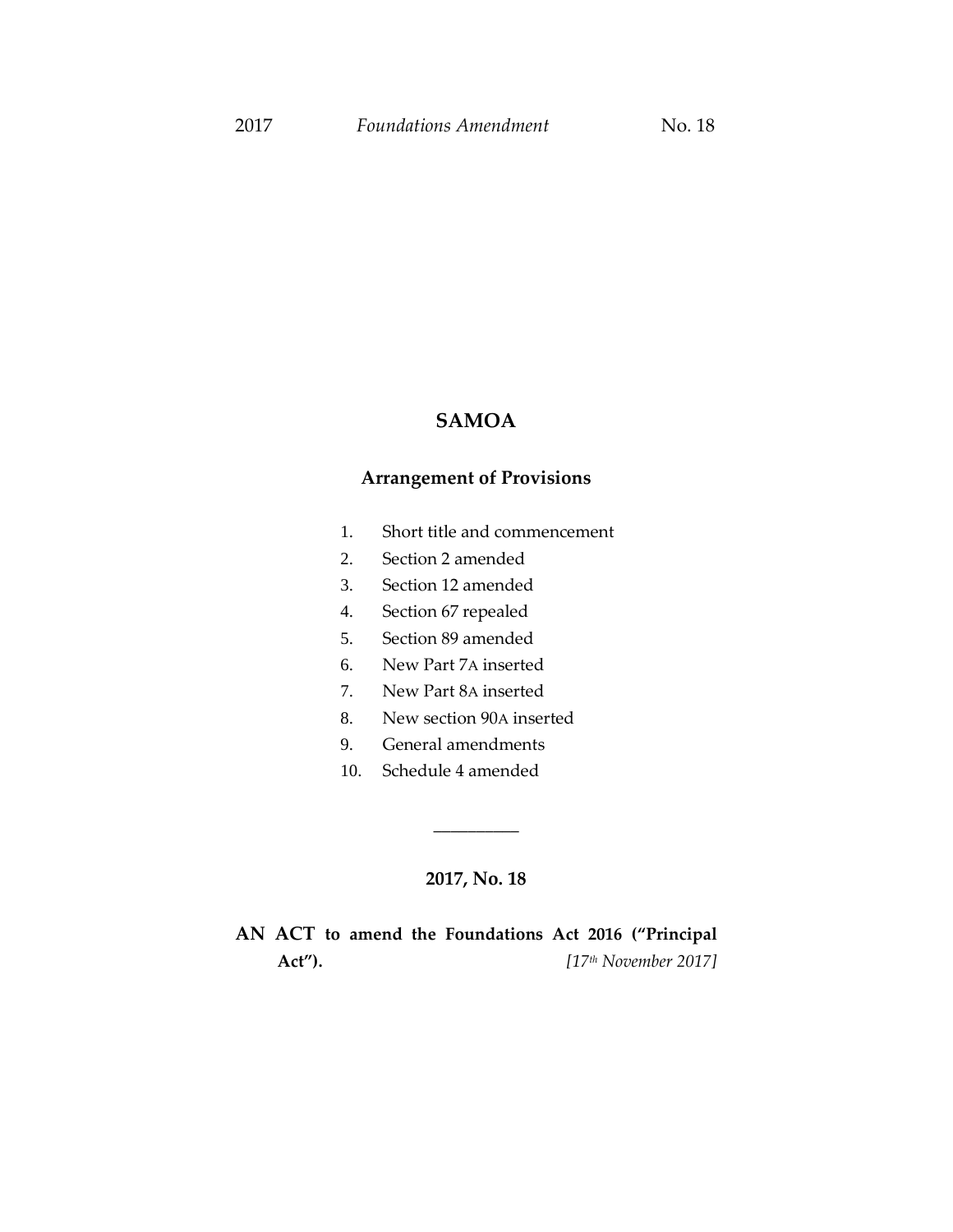# SAMOA

## Arrangement of Provisions

1. Short title and commencement
2. Section 2 amended
3. Section 12 amended
4. Section 67 repealed
5. Section 89 amended
6. New Part 7A inserted
7. New Part 8A inserted
8. New section 90A inserted
9. General amendments
10. Schedule 4 amended

---

**2017, No. 18**

**AN ACT to amend the Foundations Act 2016 ("Principal Act").** *[17th November 2017]*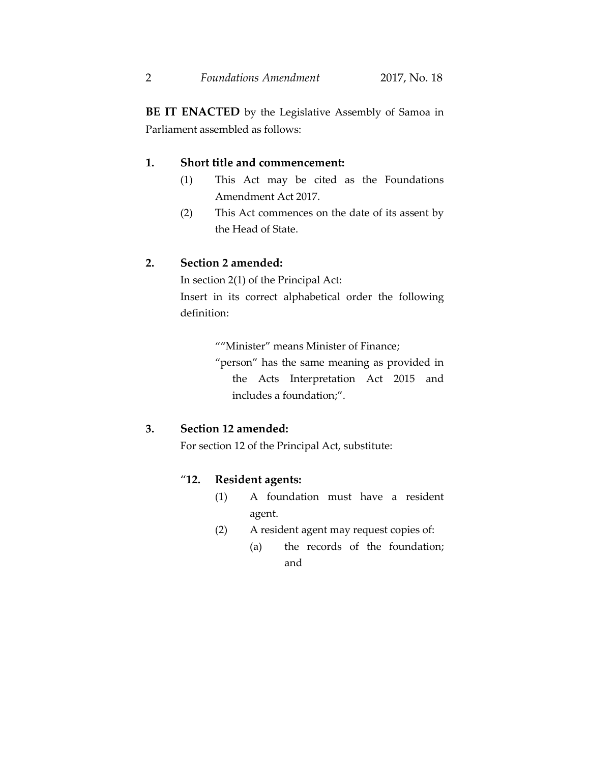**BE IT ENACTED** by the Legislative Assembly of Samoa in Parliament assembled as follows:

**1. Short title and commencement:**

(1) This Act may be cited as the Foundations Amendment Act 2017.

(2) This Act commences on the date of its assent by the Head of State.

**2. Section 2 amended:**

In section 2(1) of the Principal Act:

Insert in its correct alphabetical order the following definition:

> ""Minister" means Minister of Finance;
>
> "person" has the same meaning as provided in the Acts Interpretation Act 2015 and includes a foundation;".

**3. Section 12 amended:**

For section 12 of the Principal Act, substitute:

> "**12. Resident agents:**
>
> (1) A foundation must have a resident agent.
>
> (2) A resident agent may request copies of:
>
> (a) the records of the foundation; and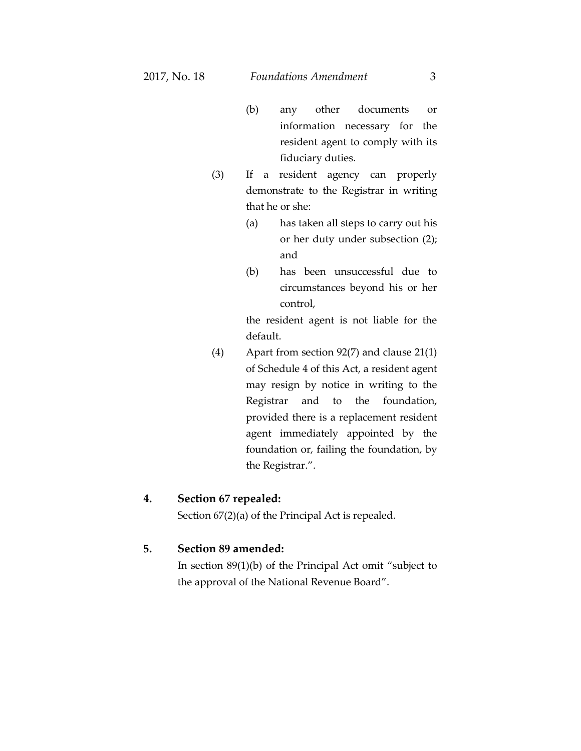(b) any other documents or information necessary for the resident agent to comply with its fiduciary duties.

(3) If a resident agency can properly demonstrate to the Registrar in writing that he or she:

(a) has taken all steps to carry out his or her duty under subsection (2); and

(b) has been unsuccessful due to circumstances beyond his or her control,

the resident agent is not liable for the default.

(4) Apart from section 92(7) and clause 21(1) of Schedule 4 of this Act, a resident agent may resign by notice in writing to the Registrar and to the foundation, provided there is a replacement resident agent immediately appointed by the foundation or, failing the foundation, by the Registrar.".

**4. Section 67 repealed:**

Section 67(2)(a) of the Principal Act is repealed.

**5. Section 89 amended:**

In section 89(1)(b) of the Principal Act omit "subject to the approval of the National Revenue Board".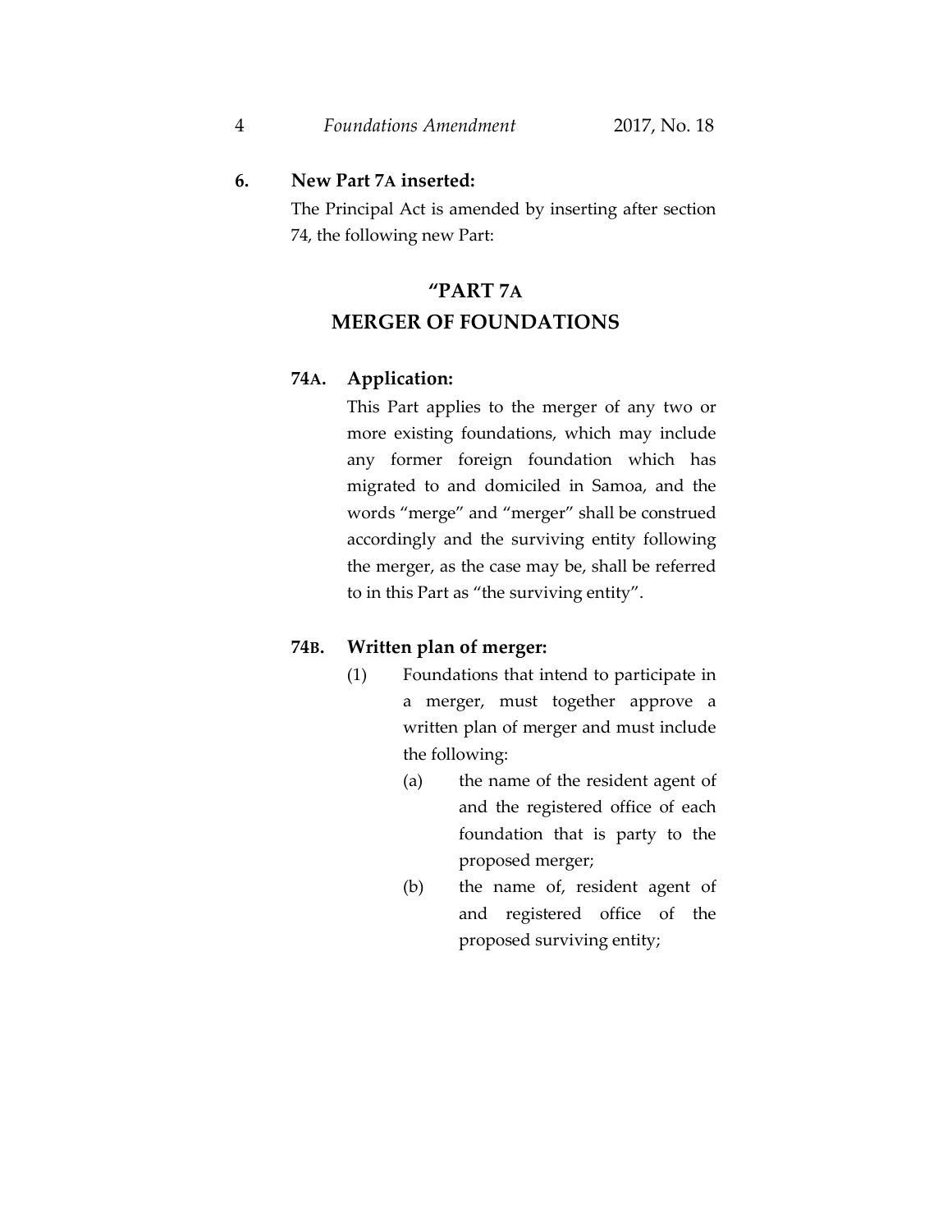**6. New Part 7A inserted:**

The Principal Act is amended by inserting after section 74, the following new Part:

## "PART 7A
## MERGER OF FOUNDATIONS

**74A. Application:**

This Part applies to the merger of any two or more existing foundations, which may include any former foreign foundation which has migrated to and domiciled in Samoa, and the words "merge" and "merger" shall be construed accordingly and the surviving entity following the merger, as the case may be, shall be referred to in this Part as "the surviving entity".

**74B. Written plan of merger:**

(1) Foundations that intend to participate in a merger, must together approve a written plan of merger and must include the following:

(a) the name of the resident agent of and the registered office of each foundation that is party to the proposed merger;

(b) the name of, resident agent of and registered office of the proposed surviving entity;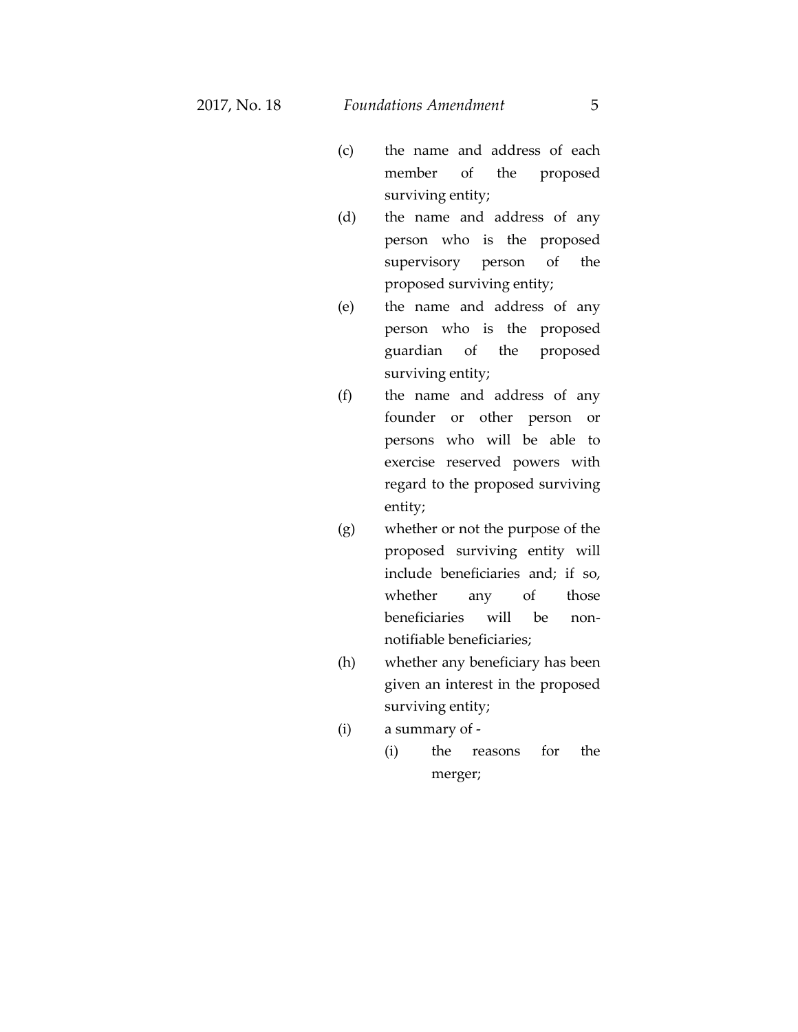(c) the name and address of each member of the proposed surviving entity;

(d) the name and address of any person who is the proposed supervisory person of the proposed surviving entity;

(e) the name and address of any person who is the proposed guardian of the proposed surviving entity;

(f) the name and address of any founder or other person or persons who will be able to exercise reserved powers with regard to the proposed surviving entity;

(g) whether or not the purpose of the proposed surviving entity will include beneficiaries and; if so, whether any of those beneficiaries will be non-notifiable beneficiaries;

(h) whether any beneficiary has been given an interest in the proposed surviving entity;

(i) a summary of -

 (i) the reasons for the merger;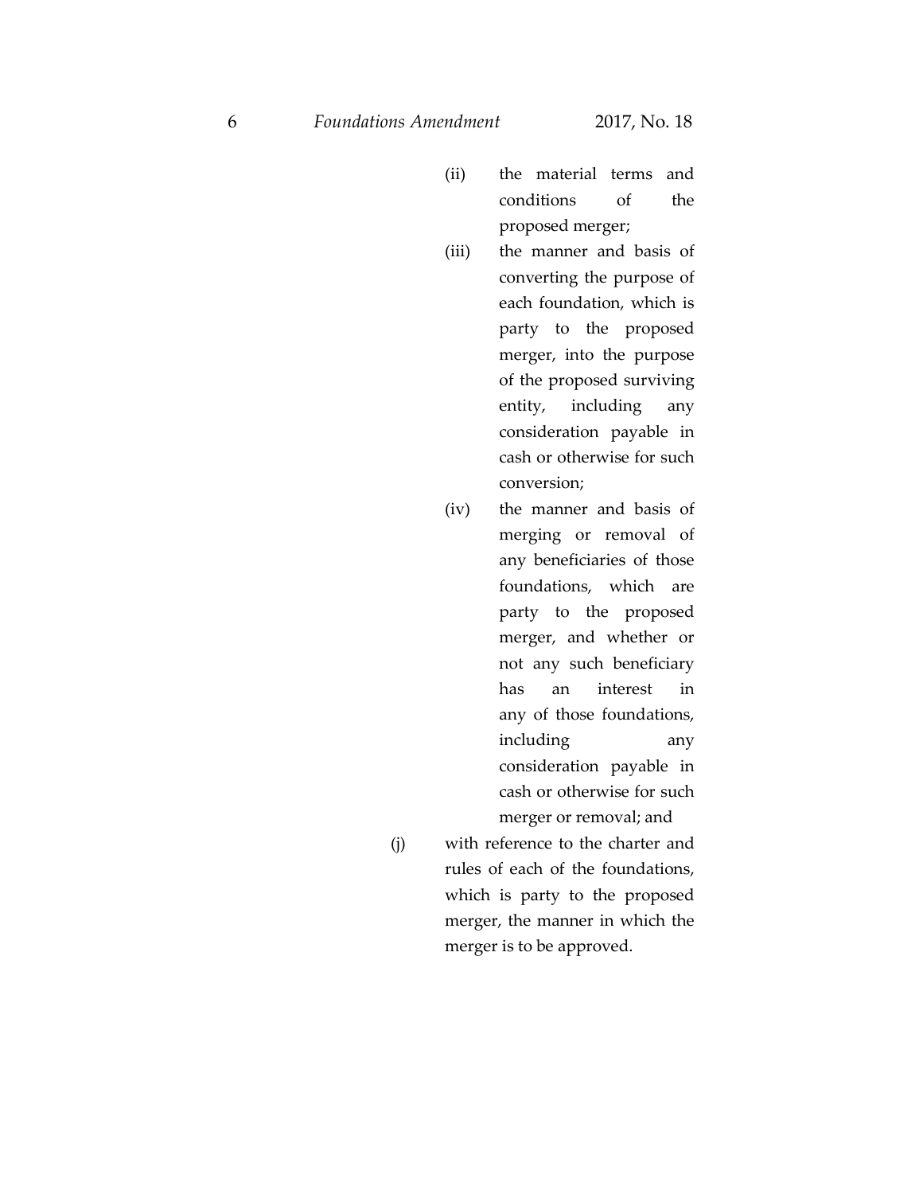(ii) the material terms and conditions of the proposed merger;

(iii) the manner and basis of converting the purpose of each foundation, which is party to the proposed merger, into the purpose of the proposed surviving entity, including any consideration payable in cash or otherwise for such conversion;

(iv) the manner and basis of merging or removal of any beneficiaries of those foundations, which are party to the proposed merger, and whether or not any such beneficiary has an interest in any of those foundations, including any consideration payable in cash or otherwise for such merger or removal; and

(j) with reference to the charter and rules of each of the foundations, which is party to the proposed merger, the manner in which the merger is to be approved.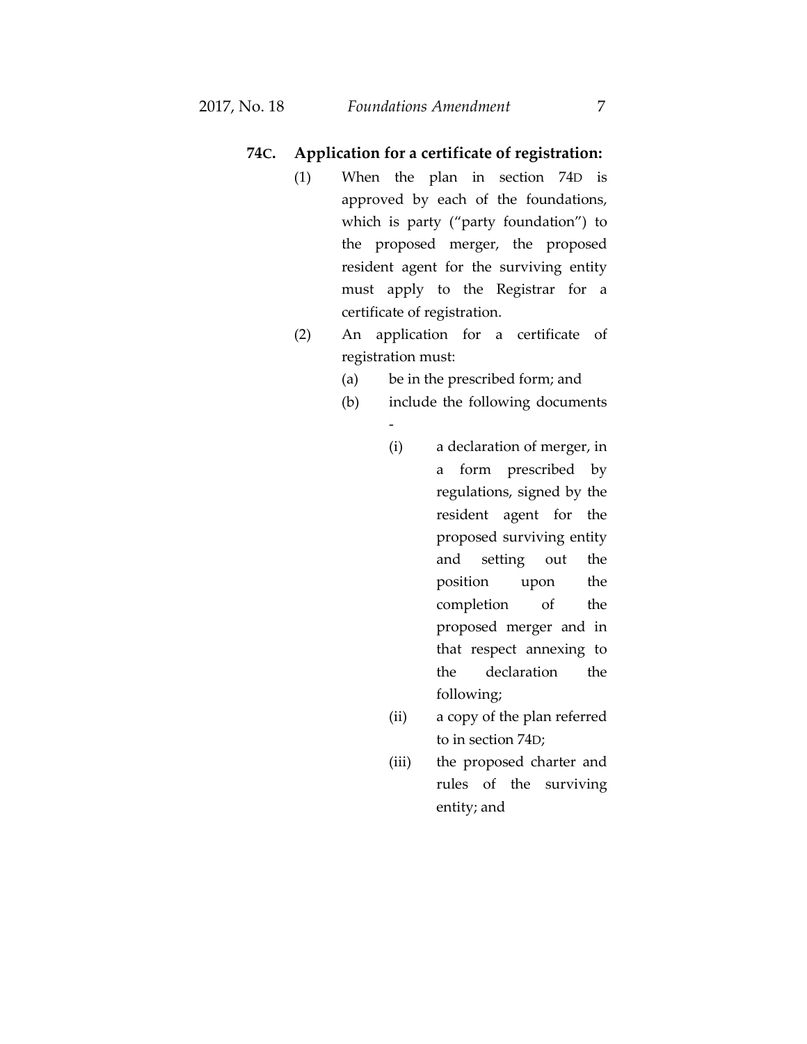**74C. Application for a certificate of registration:**

(1) When the plan in section 74D is approved by each of the foundations, which is party ("party foundation") to the proposed merger, the proposed resident agent for the surviving entity must apply to the Registrar for a certificate of registration.

(2) An application for a certificate of registration must:

(a) be in the prescribed form; and

(b) include the following documents -

(i) a declaration of merger, in a form prescribed by regulations, signed by the resident agent for the proposed surviving entity and setting out the position upon the completion of the proposed merger and in that respect annexing to the declaration the following;

(ii) a copy of the plan referred to in section 74D;

(iii) the proposed charter and rules of the surviving entity; and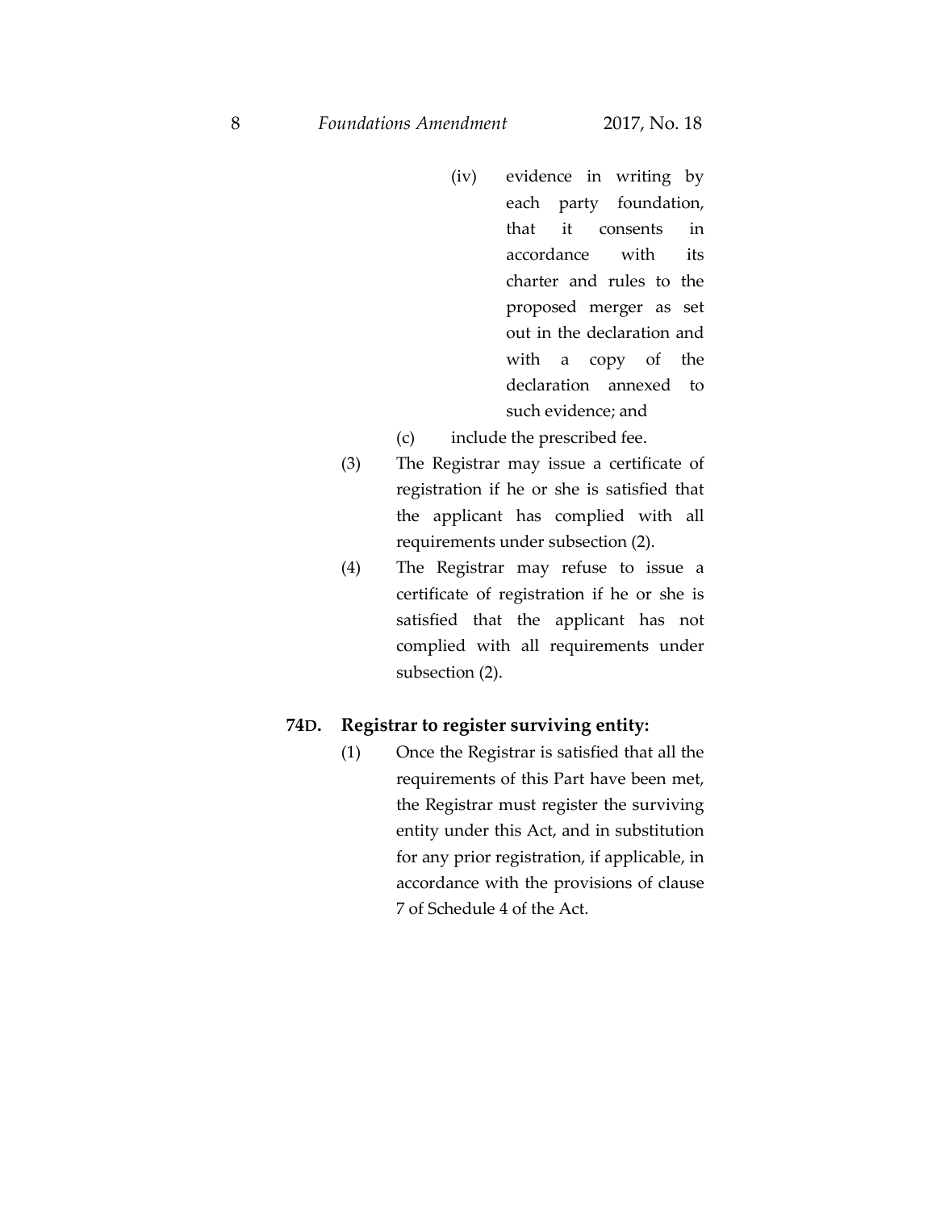(iv) evidence in writing by each party foundation, that it consents in accordance with its charter and rules to the proposed merger as set out in the declaration and with a copy of the declaration annexed to such evidence; and

(c) include the prescribed fee.

(3) The Registrar may issue a certificate of registration if he or she is satisfied that the applicant has complied with all requirements under subsection (2).

(4) The Registrar may refuse to issue a certificate of registration if he or she is satisfied that the applicant has not complied with all requirements under subsection (2).

**74D. Registrar to register surviving entity:**

(1) Once the Registrar is satisfied that all the requirements of this Part have been met, the Registrar must register the surviving entity under this Act, and in substitution for any prior registration, if applicable, in accordance with the provisions of clause 7 of Schedule 4 of the Act.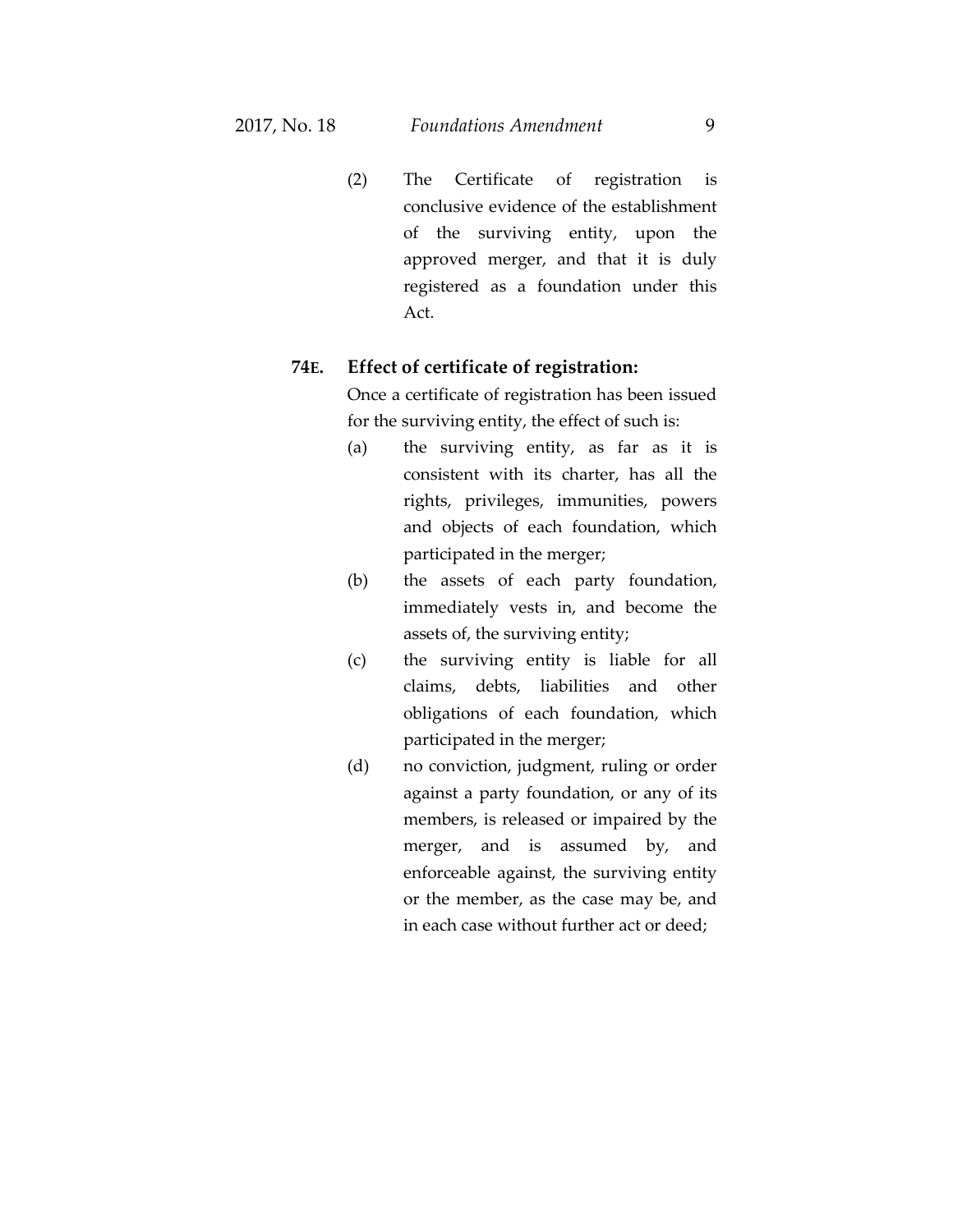(2) The Certificate of registration is conclusive evidence of the establishment of the surviving entity, upon the approved merger, and that it is duly registered as a foundation under this Act.

**74E. Effect of certificate of registration:**

Once a certificate of registration has been issued for the surviving entity, the effect of such is:

(a) the surviving entity, as far as it is consistent with its charter, has all the rights, privileges, immunities, powers and objects of each foundation, which participated in the merger;

(b) the assets of each party foundation, immediately vests in, and become the assets of, the surviving entity;

(c) the surviving entity is liable for all claims, debts, liabilities and other obligations of each foundation, which participated in the merger;

(d) no conviction, judgment, ruling or order against a party foundation, or any of its members, is released or impaired by the merger, and is assumed by, and enforceable against, the surviving entity or the member, as the case may be, and in each case without further act or deed;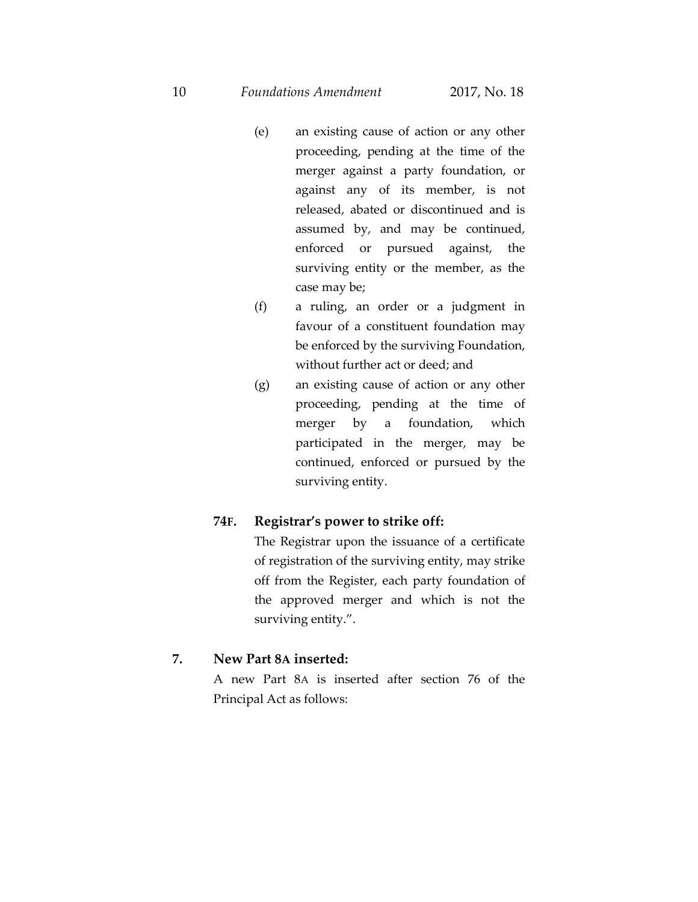(e) an existing cause of action or any other proceeding, pending at the time of the merger against a party foundation, or against any of its member, is not released, abated or discontinued and is assumed by, and may be continued, enforced or pursued against, the surviving entity or the member, as the case may be;

(f) a ruling, an order or a judgment in favour of a constituent foundation may be enforced by the surviving Foundation, without further act or deed; and

(g) an existing cause of action or any other proceeding, pending at the time of merger by a foundation, which participated in the merger, may be continued, enforced or pursued by the surviving entity.

**74F. Registrar's power to strike off:**

The Registrar upon the issuance of a certificate of registration of the surviving entity, may strike off from the Register, each party foundation of the approved merger and which is not the surviving entity.".

**7. New Part 8A inserted:**

A new Part 8A is inserted after section 76 of the Principal Act as follows: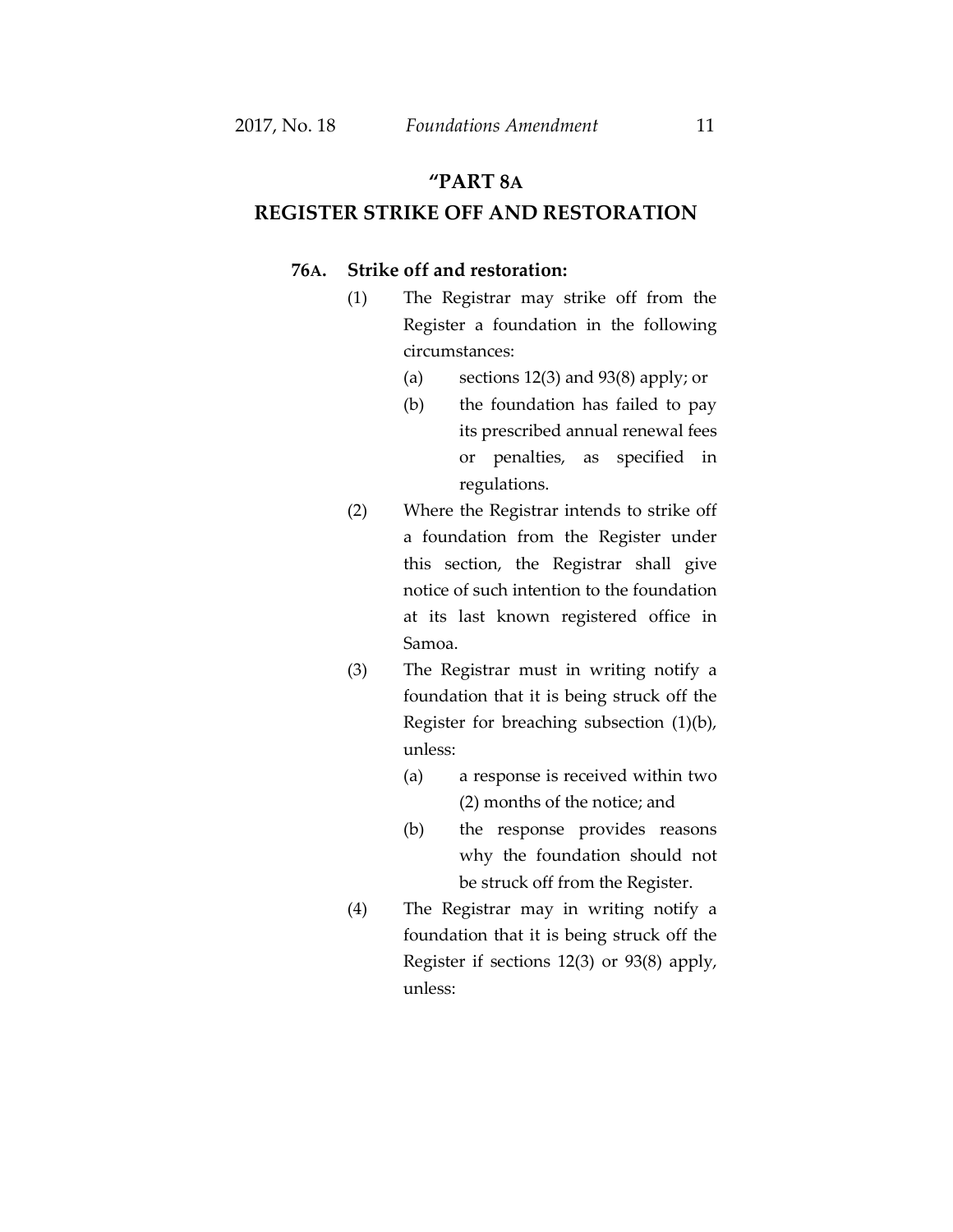## "PART 8A
## REGISTER STRIKE OFF AND RESTORATION

**76A. Strike off and restoration:**

(1) The Registrar may strike off from the Register a foundation in the following circumstances:

 (a) sections 12(3) and 93(8) apply; or

 (b) the foundation has failed to pay its prescribed annual renewal fees or penalties, as specified in regulations.

(2) Where the Registrar intends to strike off a foundation from the Register under this section, the Registrar shall give notice of such intention to the foundation at its last known registered office in Samoa.

(3) The Registrar must in writing notify a foundation that it is being struck off the Register for breaching subsection (1)(b), unless:

 (a) a response is received within two (2) months of the notice; and

 (b) the response provides reasons why the foundation should not be struck off from the Register.

(4) The Registrar may in writing notify a foundation that it is being struck off the Register if sections 12(3) or 93(8) apply, unless: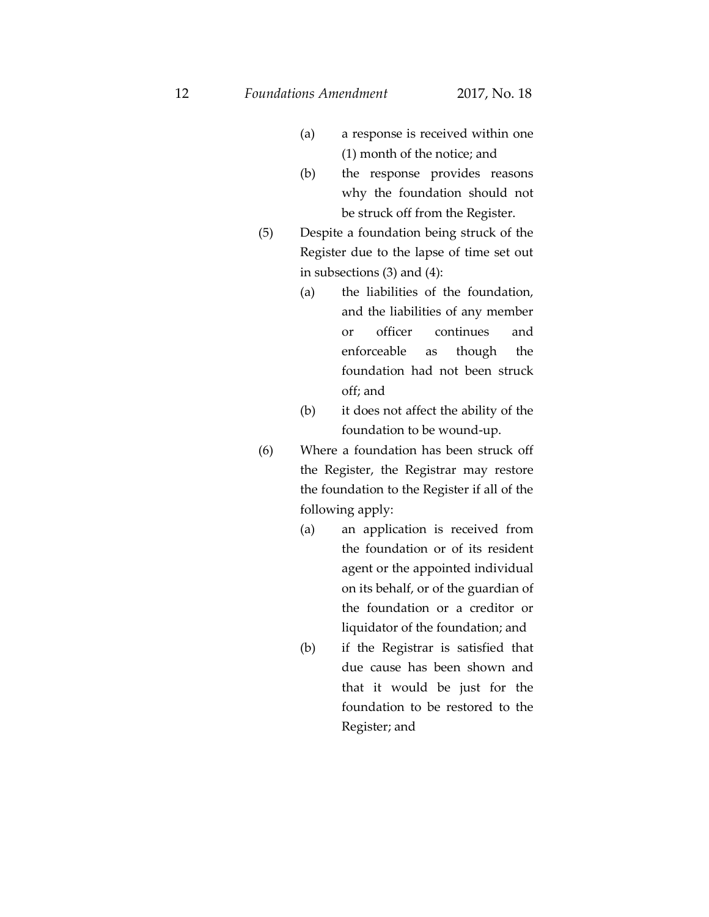(a) a response is received within one (1) month of the notice; and

(b) the response provides reasons why the foundation should not be struck off from the Register.

(5) Despite a foundation being struck of the Register due to the lapse of time set out in subsections (3) and (4):

(a) the liabilities of the foundation, and the liabilities of any member or officer continues and enforceable as though the foundation had not been struck off; and

(b) it does not affect the ability of the foundation to be wound-up.

(6) Where a foundation has been struck off the Register, the Registrar may restore the foundation to the Register if all of the following apply:

(a) an application is received from the foundation or of its resident agent or the appointed individual on its behalf, or of the guardian of the foundation or a creditor or liquidator of the foundation; and

(b) if the Registrar is satisfied that due cause has been shown and that it would be just for the foundation to be restored to the Register; and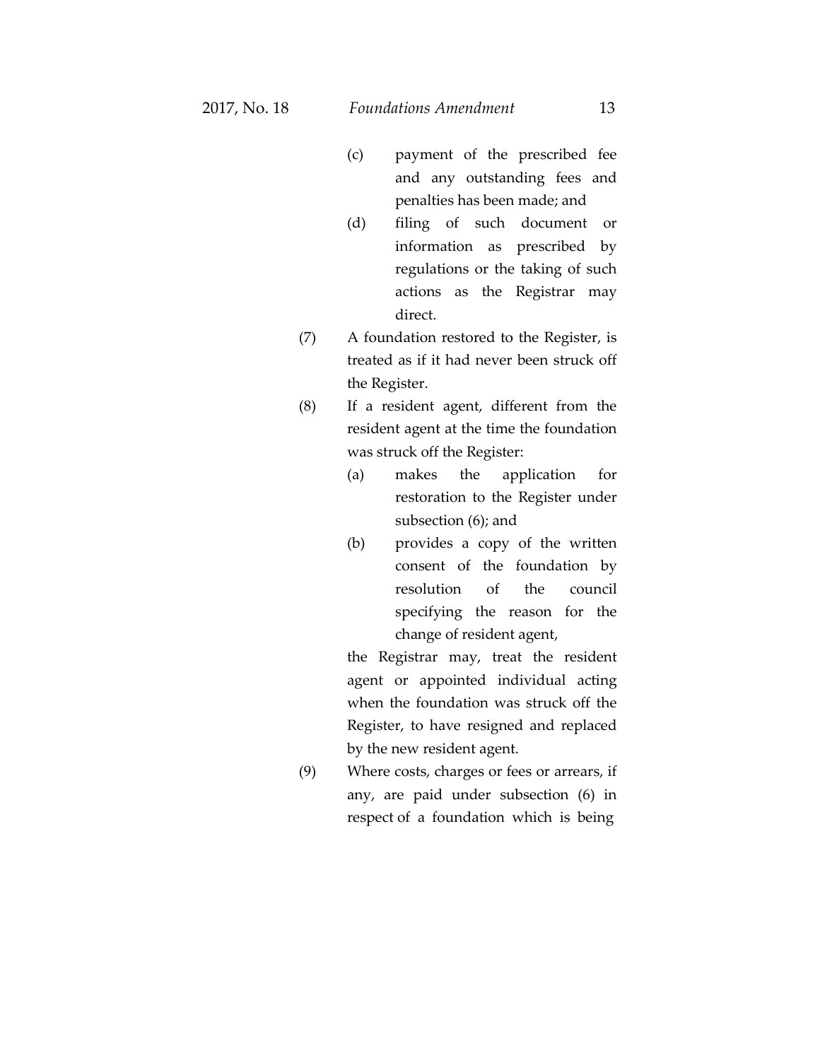(c) payment of the prescribed fee and any outstanding fees and penalties has been made; and

(d) filing of such document or information as prescribed by regulations or the taking of such actions as the Registrar may direct.

(7) A foundation restored to the Register, is treated as if it had never been struck off the Register.

(8) If a resident agent, different from the resident agent at the time the foundation was struck off the Register:

(a) makes the application for restoration to the Register under subsection (6); and

(b) provides a copy of the written consent of the foundation by resolution of the council specifying the reason for the change of resident agent,

the Registrar may, treat the resident agent or appointed individual acting when the foundation was struck off the Register, to have resigned and replaced by the new resident agent.

(9) Where costs, charges or fees or arrears, if any, are paid under subsection (6) in respect of a foundation which is being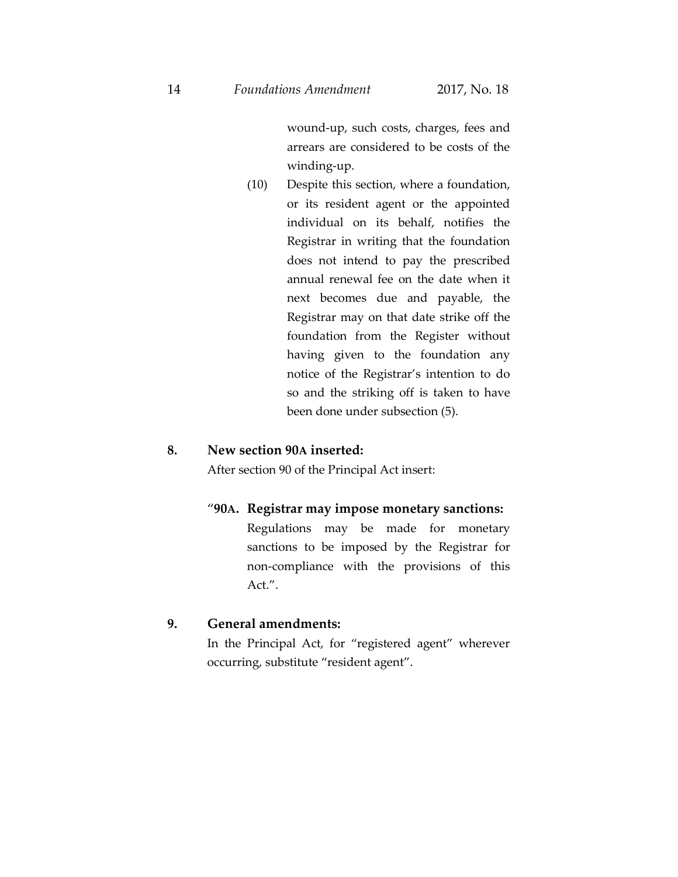wound-up, such costs, charges, fees and arrears are considered to be costs of the winding-up.

(10) Despite this section, where a foundation, or its resident agent or the appointed individual on its behalf, notifies the Registrar in writing that the foundation does not intend to pay the prescribed annual renewal fee on the date when it next becomes due and payable, the Registrar may on that date strike off the foundation from the Register without having given to the foundation any notice of the Registrar's intention to do so and the striking off is taken to have been done under subsection (5).

**8. New section 90A inserted:**

After section 90 of the Principal Act insert:

"**90A. Registrar may impose monetary sanctions:**

Regulations may be made for monetary sanctions to be imposed by the Registrar for non-compliance with the provisions of this Act.".

**9. General amendments:**

In the Principal Act, for "registered agent" wherever occurring, substitute "resident agent".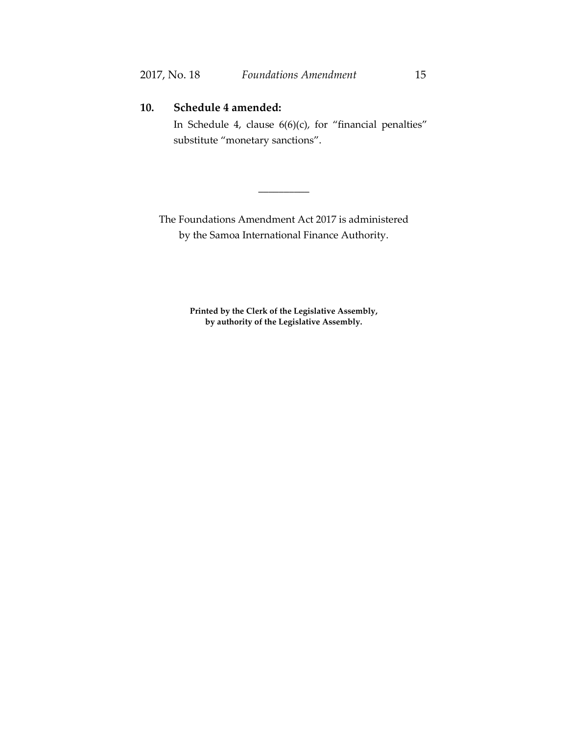**10. Schedule 4 amended:**

In Schedule 4, clause 6(6)(c), for "financial penalties" substitute "monetary sanctions".

---

The Foundations Amendment Act 2017 is administered by the Samoa International Finance Authority.

**Printed by the Clerk of the Legislative Assembly, by authority of the Legislative Assembly.**